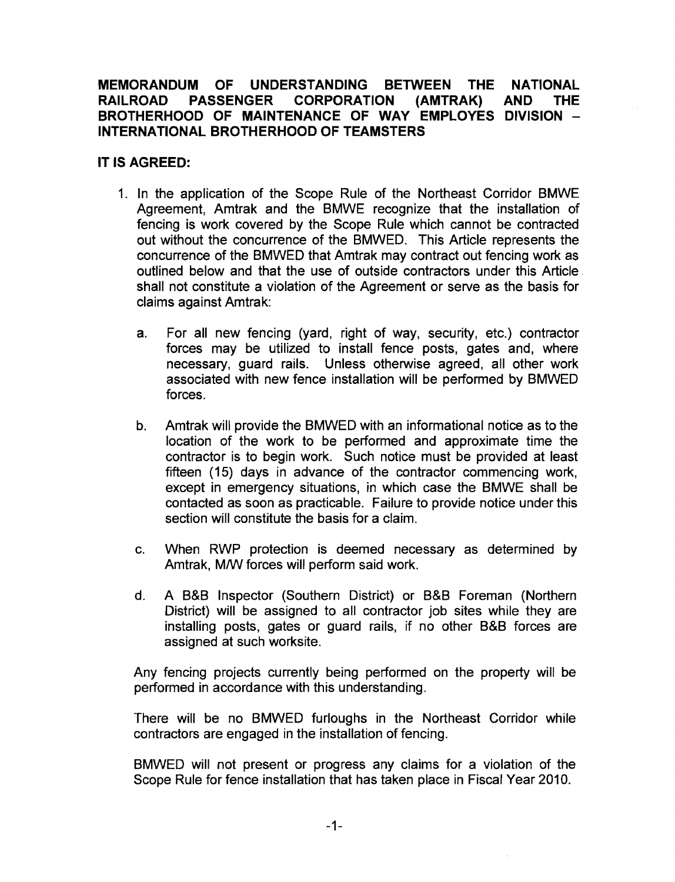**MEMORANDUM OF UNDERSTANDING BETWEEN THE NATIONAL RAILROAD PASSENGER CORPORATION (AMTRAK) AND THE BROTHERHOOD OF MAINTENANCE OF WAY EMPLOYES DIVISION – INTERNATIONAL BROTHERHOOD OF TEAMSTERS**

**IT IS AGREED:**

1. In the application of the Scope Rule of the Northeast Corridor BMWE Agreement, Amtrak and the BMWE recognize that the installation of fencing is work covered by the Scope Rule which cannot be contracted out without the concurrence of the BMWED. This Article represents the concurrence of the BMWED that Amtrak may contract out fencing work as outlined below and that the use of outside contractors under this Article shall not constitute a violation of the Agreement or serve as the basis for claims against Amtrak:

   a. For all new fencing (yard, right of way, security, etc.) contractor forces may be utilized to install fence posts, gates and, where necessary, guard rails. Unless otherwise agreed, all other work associated with new fence installation will be performed by BMWED forces.

   b. Amtrak will provide the BMWED with an informational notice as to the location of the work to be performed and approximate time the contractor is to begin work. Such notice must be provided at least fifteen (15) days in advance of the contractor commencing work, except in emergency situations, in which case the BMWE shall be contacted as soon as practicable. Failure to provide notice under this section will constitute the basis for a claim.

   c. When RWP protection is deemed necessary as determined by Amtrak, M/W forces will perform said work.

   d. A B&B Inspector (Southern District) or B&B Foreman (Northern District) will be assigned to all contractor job sites while they are installing posts, gates or guard rails, if no other B&B forces are assigned at such worksite.

   Any fencing projects currently being performed on the property will be performed in accordance with this understanding.

   There will be no BMWED furloughs in the Northeast Corridor while contractors are engaged in the installation of fencing.

   BMWED will not present or progress any claims for a violation of the Scope Rule for fence installation that has taken place in Fiscal Year 2010.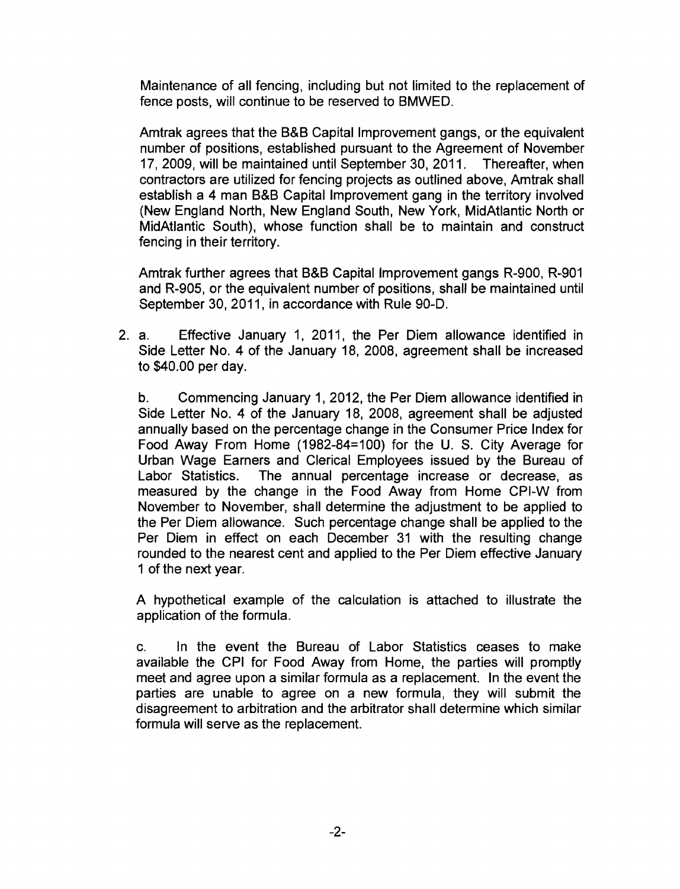Maintenance of all fencing, including but not limited to the replacement of fence posts, will continue to be reserved to BMWED.

Amtrak agrees that the B&B Capital Improvement gangs, or the equivalent number of positions, established pursuant to the Agreement of November 17, 2009, will be maintained until September 30, 2011. Thereafter, when contractors are utilized for fencing projects as outlined above, Amtrak shall establish a 4 man B&B Capital Improvement gang in the territory involved (New England North, New England South, New York, MidAtlantic North or MidAtlantic South), whose function shall be to maintain and construct fencing in their territory.

Amtrak further agrees that B&B Capital Improvement gangs R-900, R-901 and R-905, or the equivalent number of positions, shall be maintained until September 30, 2011, in accordance with Rule 90-D.

2. a. Effective January 1, 2011, the Per Diem allowance identified in Side Letter No. 4 of the January 18, 2008, agreement shall be increased to $40.00 per day.

   b. Commencing January 1, 2012, the Per Diem allowance identified in Side Letter No. 4 of the January 18, 2008, agreement shall be adjusted annually based on the percentage change in the Consumer Price Index for Food Away From Home (1982-84=100) for the U. S. City Average for Urban Wage Earners and Clerical Employees issued by the Bureau of Labor Statistics. The annual percentage increase or decrease, as measured by the change in the Food Away from Home CPI-W from November to November, shall determine the adjustment to be applied to the Per Diem allowance. Such percentage change shall be applied to the Per Diem in effect on each December 31 with the resulting change rounded to the nearest cent and applied to the Per Diem effective January 1 of the next year.

   A hypothetical example of the calculation is attached to illustrate the application of the formula.

   c. In the event the Bureau of Labor Statistics ceases to make available the CPI for Food Away from Home, the parties will promptly meet and agree upon a similar formula as a replacement. In the event the parties are unable to agree on a new formula, they will submit the disagreement to arbitration and the arbitrator shall determine which similar formula will serve as the replacement.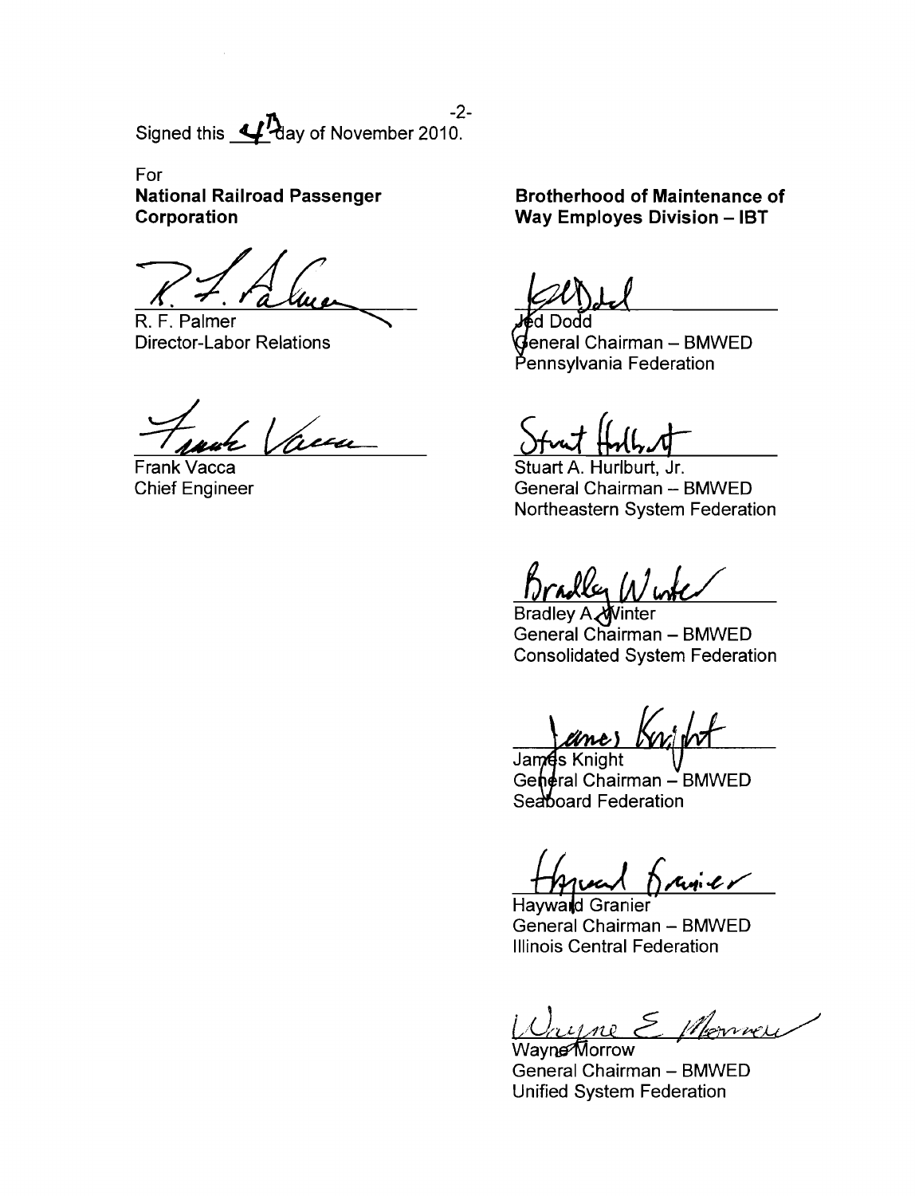Signed this 4th day of November 2010.

For
**National Railroad Passenger Corporation**

R. F. Palmer
Director-Labor Relations

Frank Vacca
Chief Engineer

**Brotherhood of Maintenance of Way Employes Division – IBT**

Jed Dodd
General Chairman – BMWED
Pennsylvania Federation

Stuart A. Hurlburt, Jr.
General Chairman – BMWED
Northeastern System Federation

Bradley A. Winter
General Chairman – BMWED
Consolidated System Federation

James Knight
General Chairman – BMWED
Seaboard Federation

Hayward Granier
General Chairman – BMWED
Illinois Central Federation

Wayne Morrow
General Chairman – BMWED
Unified System Federation